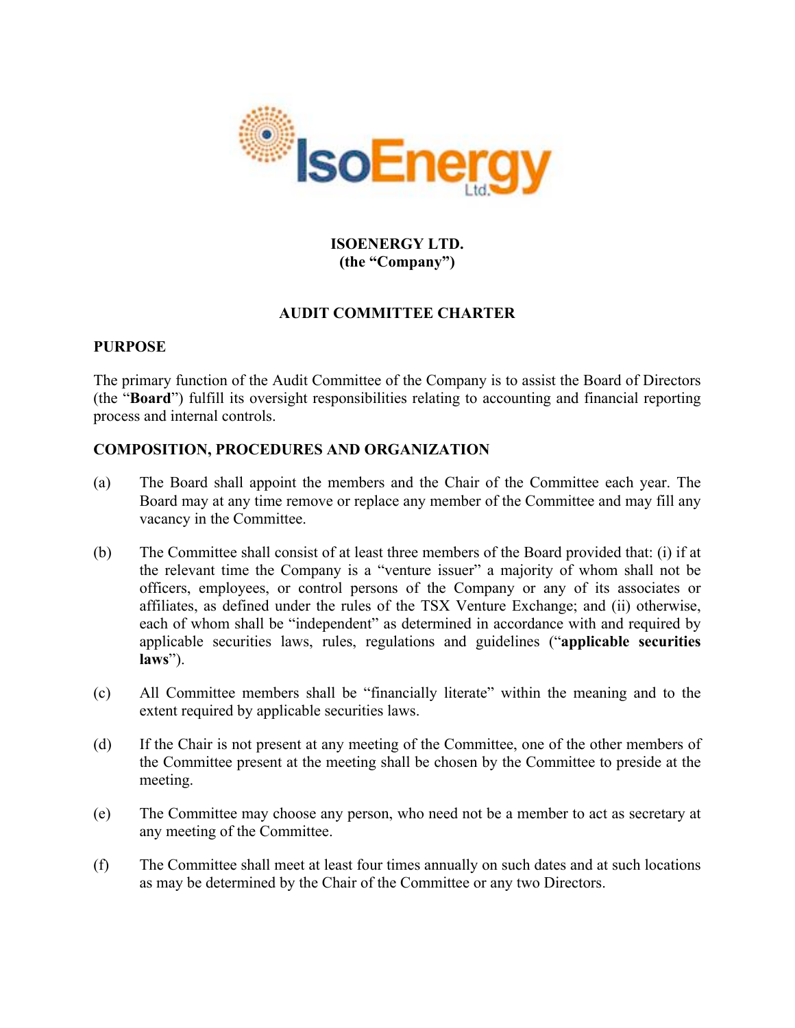**ISOENERGY LTD.**
**(the "Company")**

# AUDIT COMMITTEE CHARTER

## PURPOSE

The primary function of the Audit Committee of the Company is to assist the Board of Directors (the "**Board**") fulfill its oversight responsibilities relating to accounting and financial reporting process and internal controls.

## COMPOSITION, PROCEDURES AND ORGANIZATION

(a) The Board shall appoint the members and the Chair of the Committee each year. The Board may at any time remove or replace any member of the Committee and may fill any vacancy in the Committee.

(b) The Committee shall consist of at least three members of the Board provided that: (i) if at the relevant time the Company is a "venture issuer" a majority of whom shall not be officers, employees, or control persons of the Company or any of its associates or affiliates, as defined under the rules of the TSX Venture Exchange; and (ii) otherwise, each of whom shall be "independent" as determined in accordance with and required by applicable securities laws, rules, regulations and guidelines ("**applicable securities laws**").

(c) All Committee members shall be "financially literate" within the meaning and to the extent required by applicable securities laws.

(d) If the Chair is not present at any meeting of the Committee, one of the other members of the Committee present at the meeting shall be chosen by the Committee to preside at the meeting.

(e) The Committee may choose any person, who need not be a member to act as secretary at any meeting of the Committee.

(f) The Committee shall meet at least four times annually on such dates and at such locations as may be determined by the Chair of the Committee or any two Directors.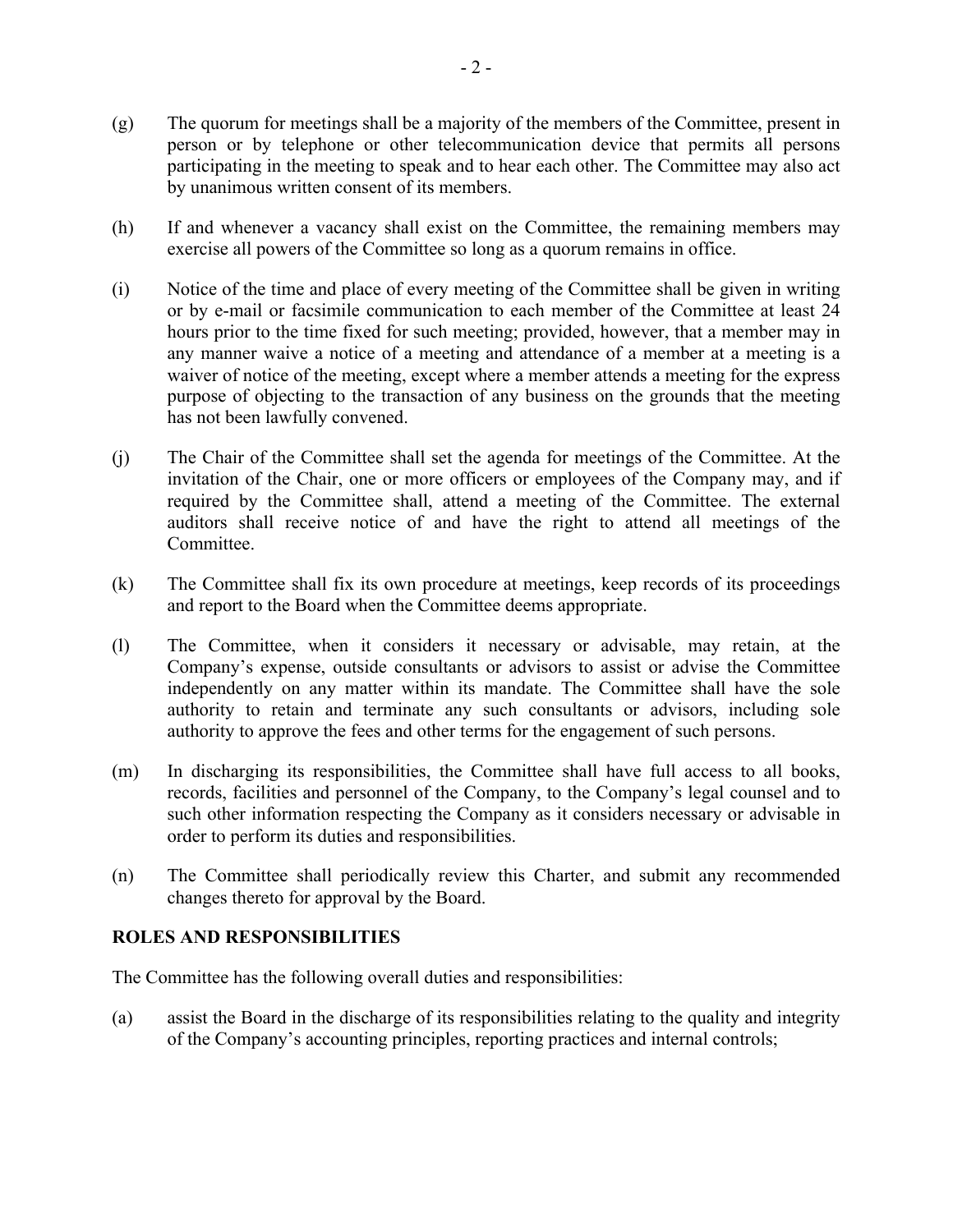(g) The quorum for meetings shall be a majority of the members of the Committee, present in person or by telephone or other telecommunication device that permits all persons participating in the meeting to speak and to hear each other. The Committee may also act by unanimous written consent of its members.

(h) If and whenever a vacancy shall exist on the Committee, the remaining members may exercise all powers of the Committee so long as a quorum remains in office.

(i) Notice of the time and place of every meeting of the Committee shall be given in writing or by e-mail or facsimile communication to each member of the Committee at least 24 hours prior to the time fixed for such meeting; provided, however, that a member may in any manner waive a notice of a meeting and attendance of a member at a meeting is a waiver of notice of the meeting, except where a member attends a meeting for the express purpose of objecting to the transaction of any business on the grounds that the meeting has not been lawfully convened.

(j) The Chair of the Committee shall set the agenda for meetings of the Committee. At the invitation of the Chair, one or more officers or employees of the Company may, and if required by the Committee shall, attend a meeting of the Committee. The external auditors shall receive notice of and have the right to attend all meetings of the Committee.

(k) The Committee shall fix its own procedure at meetings, keep records of its proceedings and report to the Board when the Committee deems appropriate.

(l) The Committee, when it considers it necessary or advisable, may retain, at the Company's expense, outside consultants or advisors to assist or advise the Committee independently on any matter within its mandate. The Committee shall have the sole authority to retain and terminate any such consultants or advisors, including sole authority to approve the fees and other terms for the engagement of such persons.

(m) In discharging its responsibilities, the Committee shall have full access to all books, records, facilities and personnel of the Company, to the Company's legal counsel and to such other information respecting the Company as it considers necessary or advisable in order to perform its duties and responsibilities.

(n) The Committee shall periodically review this Charter, and submit any recommended changes thereto for approval by the Board.

**ROLES AND RESPONSIBILITIES**

The Committee has the following overall duties and responsibilities:

(a) assist the Board in the discharge of its responsibilities relating to the quality and integrity of the Company's accounting principles, reporting practices and internal controls;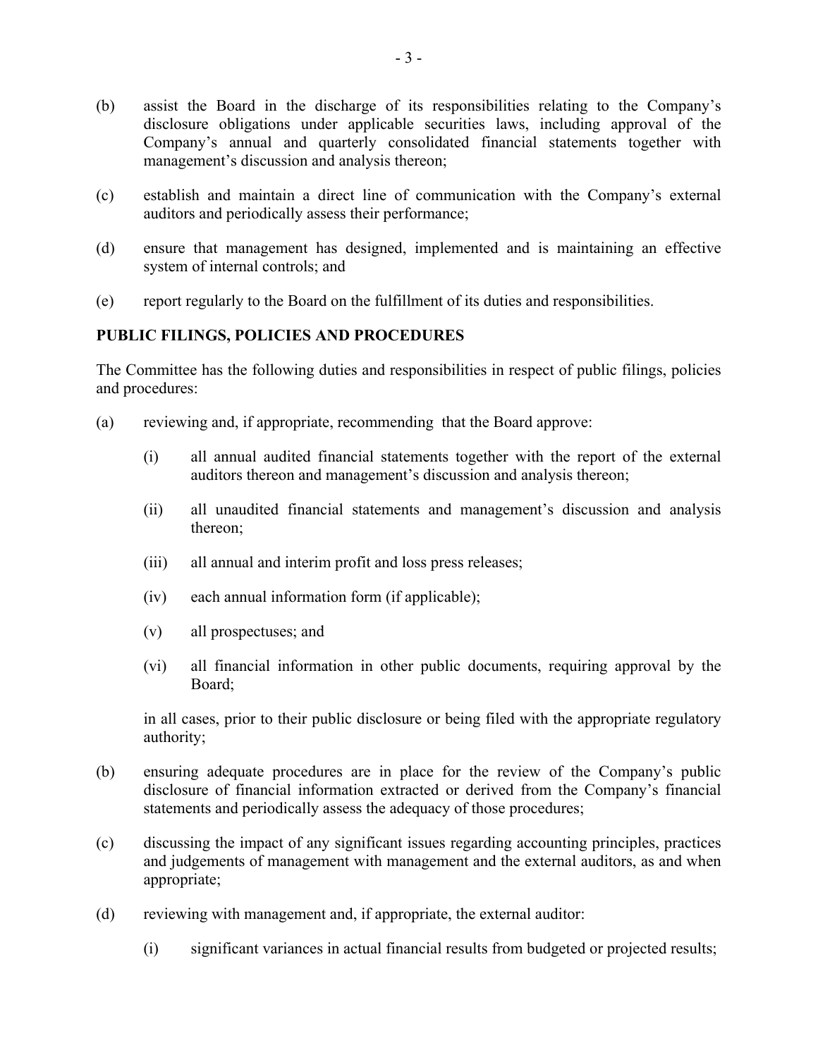(b) assist the Board in the discharge of its responsibilities relating to the Company's disclosure obligations under applicable securities laws, including approval of the Company's annual and quarterly consolidated financial statements together with management's discussion and analysis thereon;

(c) establish and maintain a direct line of communication with the Company's external auditors and periodically assess their performance;

(d) ensure that management has designed, implemented and is maintaining an effective system of internal controls; and

(e) report regularly to the Board on the fulfillment of its duties and responsibilities.

**PUBLIC FILINGS, POLICIES AND PROCEDURES**

The Committee has the following duties and responsibilities in respect of public filings, policies and procedures:

(a) reviewing and, if appropriate, recommending that the Board approve:

  (i) all annual audited financial statements together with the report of the external auditors thereon and management's discussion and analysis thereon;

  (ii) all unaudited financial statements and management's discussion and analysis thereon;

  (iii) all annual and interim profit and loss press releases;

  (iv) each annual information form (if applicable);

  (v) all prospectuses; and

  (vi) all financial information in other public documents, requiring approval by the Board;

  in all cases, prior to their public disclosure or being filed with the appropriate regulatory authority;

(b) ensuring adequate procedures are in place for the review of the Company's public disclosure of financial information extracted or derived from the Company's financial statements and periodically assess the adequacy of those procedures;

(c) discussing the impact of any significant issues regarding accounting principles, practices and judgements of management with management and the external auditors, as and when appropriate;

(d) reviewing with management and, if appropriate, the external auditor:

  (i) significant variances in actual financial results from budgeted or projected results;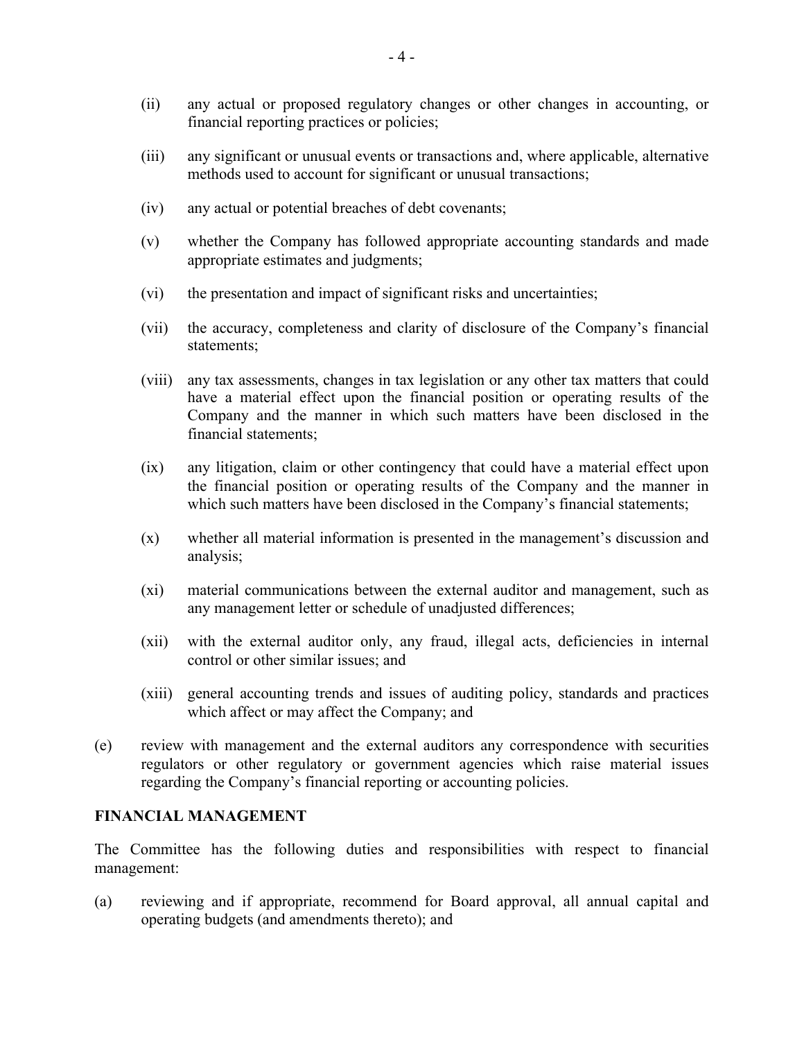(ii) any actual or proposed regulatory changes or other changes in accounting, or financial reporting practices or policies;

(iii) any significant or unusual events or transactions and, where applicable, alternative methods used to account for significant or unusual transactions;

(iv) any actual or potential breaches of debt covenants;

(v) whether the Company has followed appropriate accounting standards and made appropriate estimates and judgments;

(vi) the presentation and impact of significant risks and uncertainties;

(vii) the accuracy, completeness and clarity of disclosure of the Company's financial statements;

(viii) any tax assessments, changes in tax legislation or any other tax matters that could have a material effect upon the financial position or operating results of the Company and the manner in which such matters have been disclosed in the financial statements;

(ix) any litigation, claim or other contingency that could have a material effect upon the financial position or operating results of the Company and the manner in which such matters have been disclosed in the Company's financial statements;

(x) whether all material information is presented in the management's discussion and analysis;

(xi) material communications between the external auditor and management, such as any management letter or schedule of unadjusted differences;

(xii) with the external auditor only, any fraud, illegal acts, deficiencies in internal control or other similar issues; and

(xiii) general accounting trends and issues of auditing policy, standards and practices which affect or may affect the Company; and

(e) review with management and the external auditors any correspondence with securities regulators or other regulatory or government agencies which raise material issues regarding the Company's financial reporting or accounting policies.

**FINANCIAL MANAGEMENT**

The Committee has the following duties and responsibilities with respect to financial management:

(a) reviewing and if appropriate, recommend for Board approval, all annual capital and operating budgets (and amendments thereto); and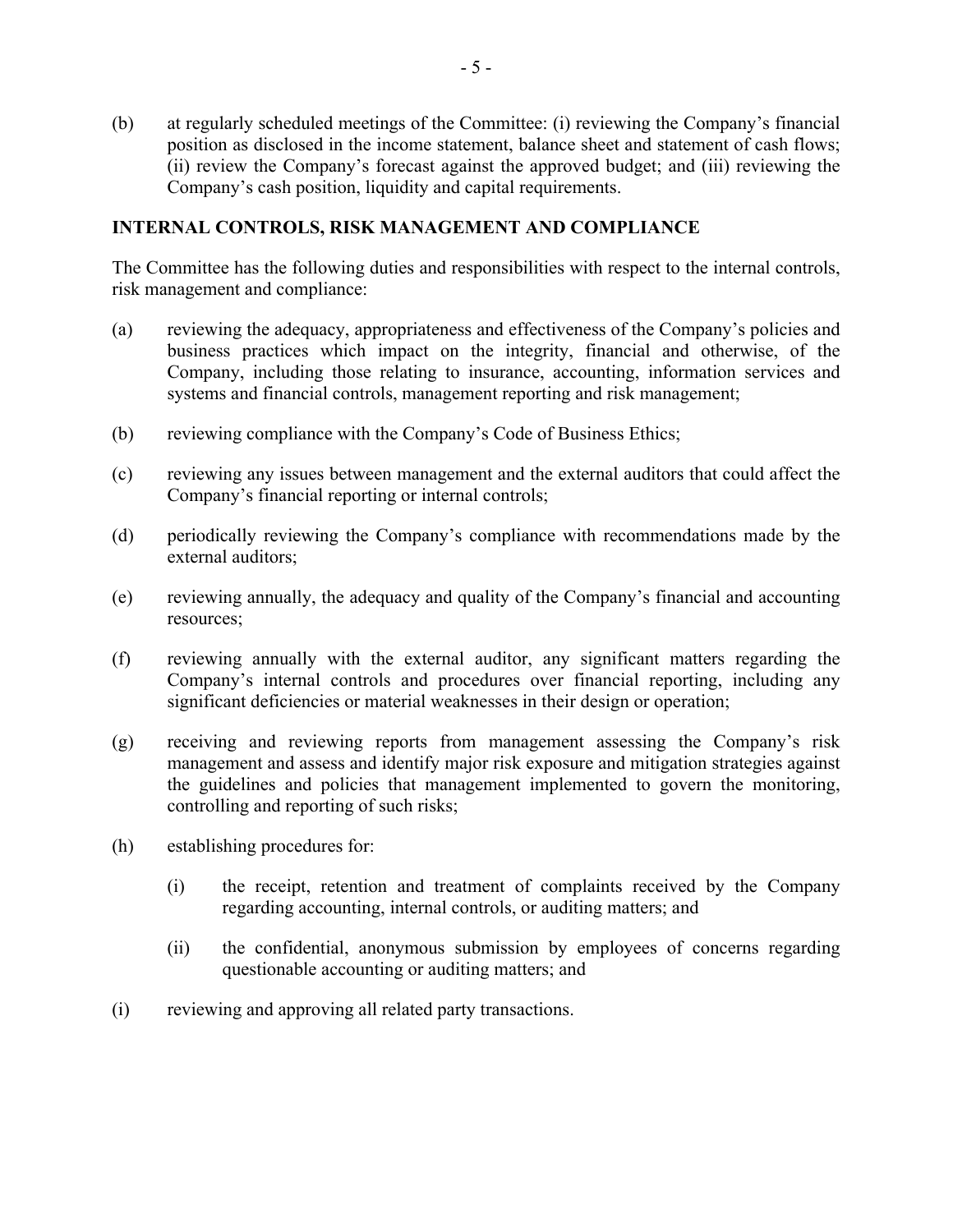(b) at regularly scheduled meetings of the Committee: (i) reviewing the Company's financial position as disclosed in the income statement, balance sheet and statement of cash flows; (ii) review the Company's forecast against the approved budget; and (iii) reviewing the Company's cash position, liquidity and capital requirements.

**INTERNAL CONTROLS, RISK MANAGEMENT AND COMPLIANCE**

The Committee has the following duties and responsibilities with respect to the internal controls, risk management and compliance:

(a) reviewing the adequacy, appropriateness and effectiveness of the Company's policies and business practices which impact on the integrity, financial and otherwise, of the Company, including those relating to insurance, accounting, information services and systems and financial controls, management reporting and risk management;

(b) reviewing compliance with the Company's Code of Business Ethics;

(c) reviewing any issues between management and the external auditors that could affect the Company's financial reporting or internal controls;

(d) periodically reviewing the Company's compliance with recommendations made by the external auditors;

(e) reviewing annually, the adequacy and quality of the Company's financial and accounting resources;

(f) reviewing annually with the external auditor, any significant matters regarding the Company's internal controls and procedures over financial reporting, including any significant deficiencies or material weaknesses in their design or operation;

(g) receiving and reviewing reports from management assessing the Company's risk management and assess and identify major risk exposure and mitigation strategies against the guidelines and policies that management implemented to govern the monitoring, controlling and reporting of such risks;

(h) establishing procedures for:

  (i) the receipt, retention and treatment of complaints received by the Company regarding accounting, internal controls, or auditing matters; and

  (ii) the confidential, anonymous submission by employees of concerns regarding questionable accounting or auditing matters; and

(i) reviewing and approving all related party transactions.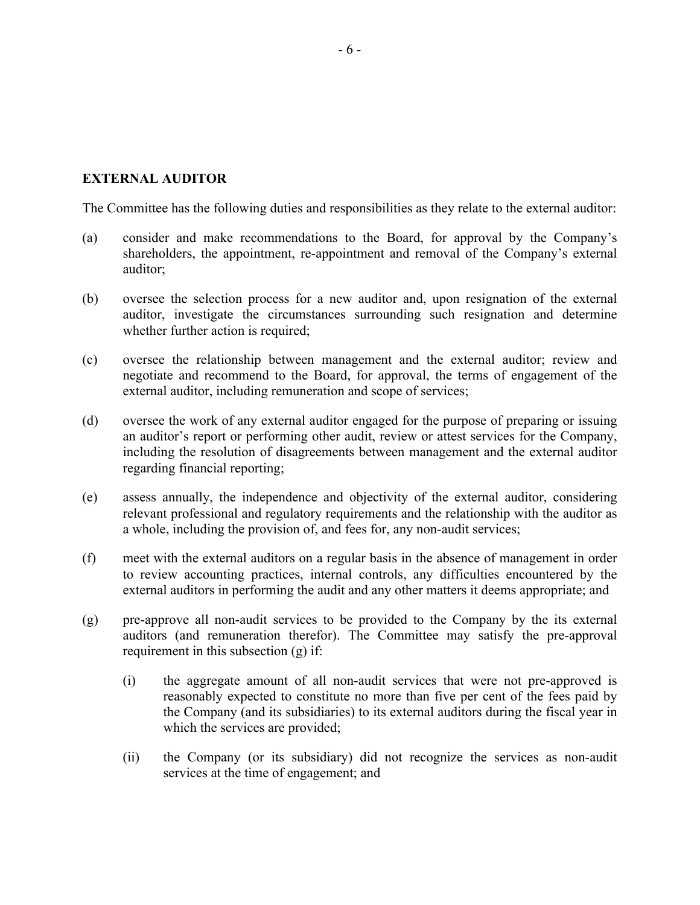## EXTERNAL AUDITOR

The Committee has the following duties and responsibilities as they relate to the external auditor:

(a) consider and make recommendations to the Board, for approval by the Company's shareholders, the appointment, re-appointment and removal of the Company's external auditor;

(b) oversee the selection process for a new auditor and, upon resignation of the external auditor, investigate the circumstances surrounding such resignation and determine whether further action is required;

(c) oversee the relationship between management and the external auditor; review and negotiate and recommend to the Board, for approval, the terms of engagement of the external auditor, including remuneration and scope of services;

(d) oversee the work of any external auditor engaged for the purpose of preparing or issuing an auditor's report or performing other audit, review or attest services for the Company, including the resolution of disagreements between management and the external auditor regarding financial reporting;

(e) assess annually, the independence and objectivity of the external auditor, considering relevant professional and regulatory requirements and the relationship with the auditor as a whole, including the provision of, and fees for, any non-audit services;

(f) meet with the external auditors on a regular basis in the absence of management in order to review accounting practices, internal controls, any difficulties encountered by the external auditors in performing the audit and any other matters it deems appropriate; and

(g) pre-approve all non-audit services to be provided to the Company by the its external auditors (and remuneration therefor). The Committee may satisfy the pre-approval requirement in this subsection (g) if:

    (i) the aggregate amount of all non-audit services that were not pre-approved is reasonably expected to constitute no more than five per cent of the fees paid by the Company (and its subsidiaries) to its external auditors during the fiscal year in which the services are provided;

    (ii) the Company (or its subsidiary) did not recognize the services as non-audit services at the time of engagement; and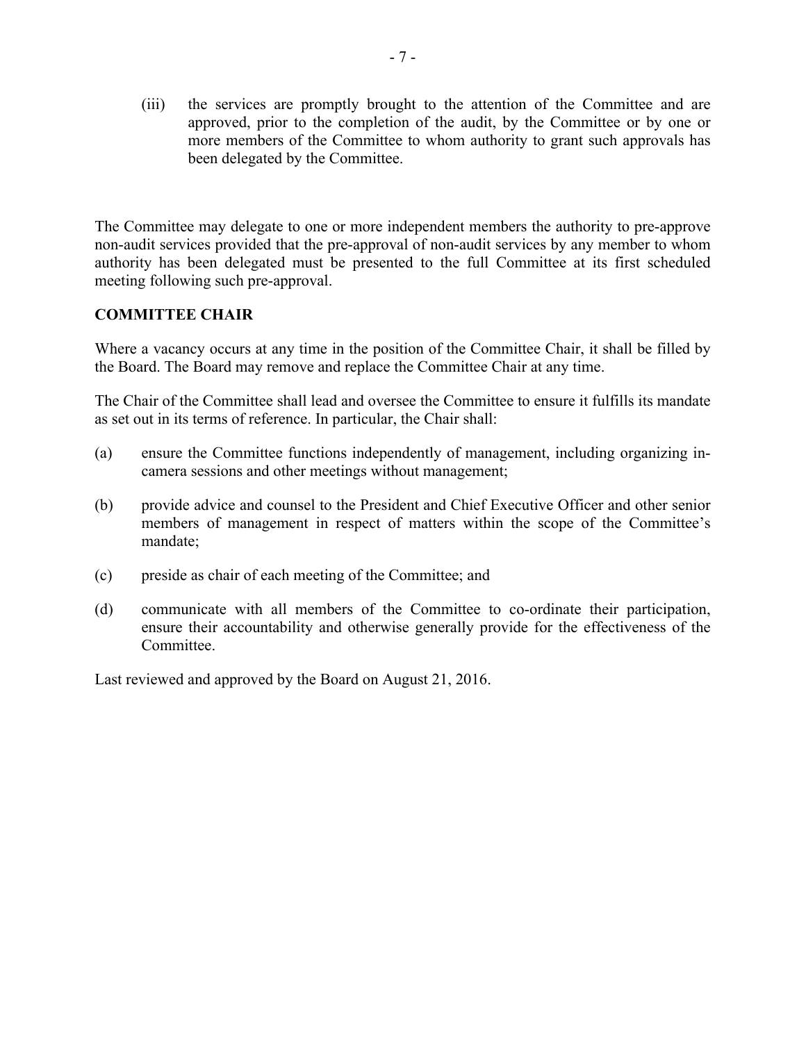(iii) the services are promptly brought to the attention of the Committee and are approved, prior to the completion of the audit, by the Committee or by one or more members of the Committee to whom authority to grant such approvals has been delegated by the Committee.

The Committee may delegate to one or more independent members the authority to pre-approve non-audit services provided that the pre-approval of non-audit services by any member to whom authority has been delegated must be presented to the full Committee at its first scheduled meeting following such pre-approval.

**COMMITTEE CHAIR**

Where a vacancy occurs at any time in the position of the Committee Chair, it shall be filled by the Board. The Board may remove and replace the Committee Chair at any time.

The Chair of the Committee shall lead and oversee the Committee to ensure it fulfills its mandate as set out in its terms of reference. In particular, the Chair shall:

(a) ensure the Committee functions independently of management, including organizing in-camera sessions and other meetings without management;

(b) provide advice and counsel to the President and Chief Executive Officer and other senior members of management in respect of matters within the scope of the Committee's mandate;

(c) preside as chair of each meeting of the Committee; and

(d) communicate with all members of the Committee to co-ordinate their participation, ensure their accountability and otherwise generally provide for the effectiveness of the Committee.

Last reviewed and approved by the Board on August 21, 2016.